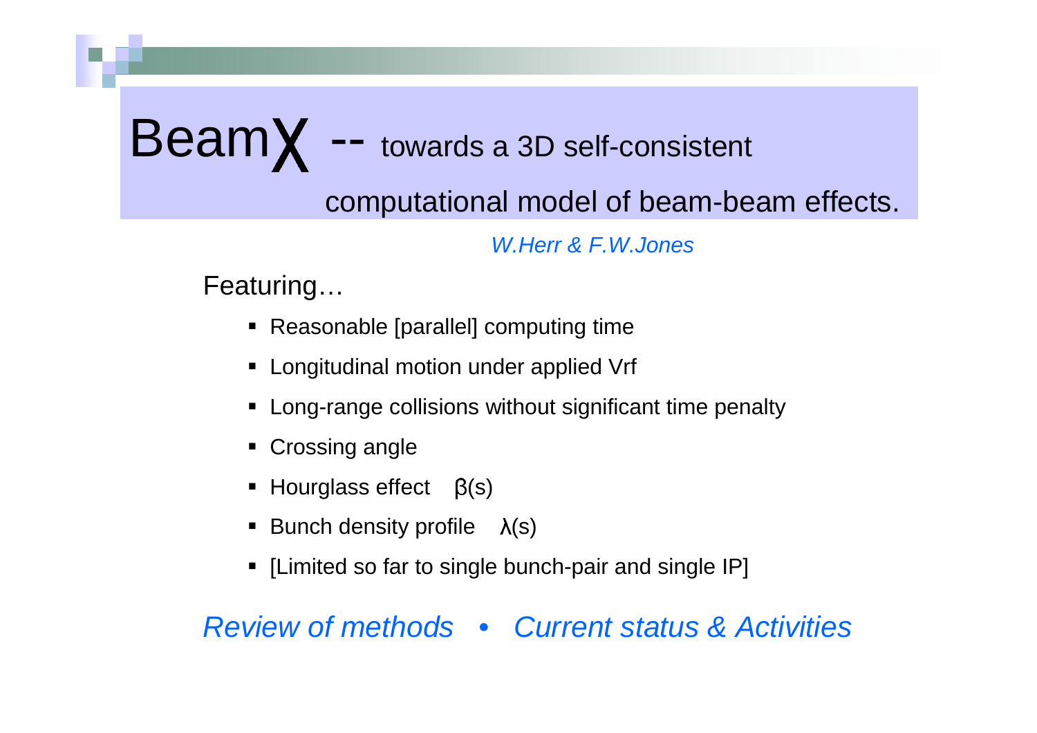# BeamX -- towards a 3D self-consistent computational model of beam-beam effects.

*W.Herr & F.W.Jones*

Featuring…

- Reasonable [parallel] computing time
- Longitudinal motion under applied Vrf
- Long-range collisions without significant time penalty
- Crossing angle
- Hourglass effect $\beta(s)$
- Bunch density profile $\lambda(s)$
- [Limited so far to single bunch-pair and single IP]

*Review of methods • Current status & Activities*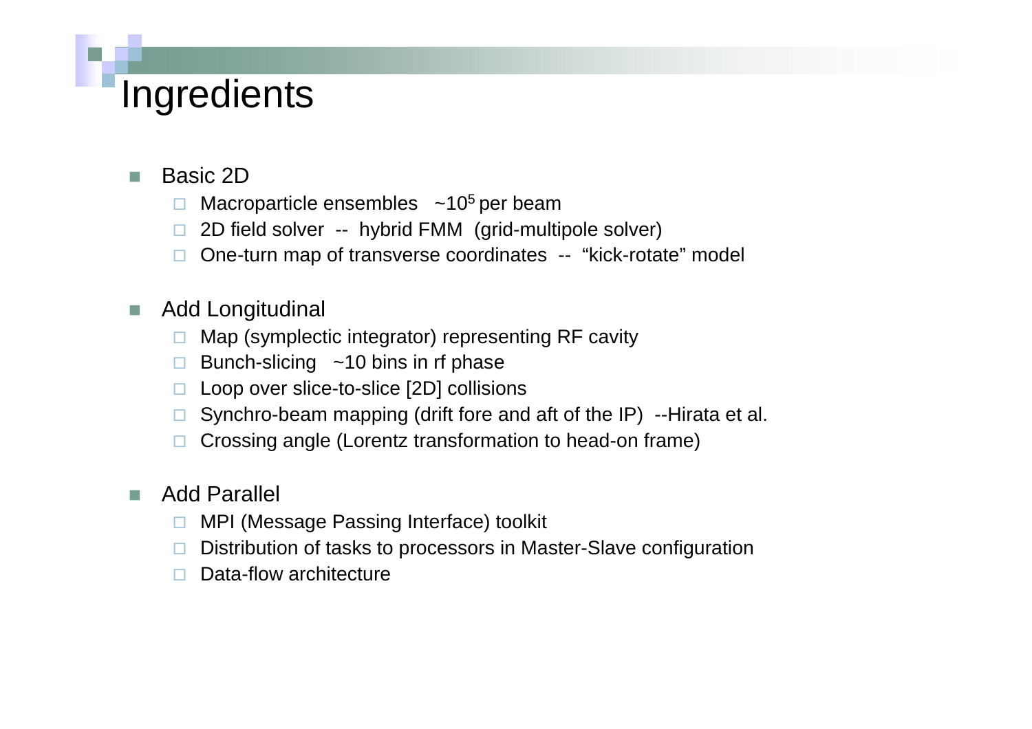# Ingredients

- Basic 2D
  - Macroparticle ensembles $\sim 10^5$ per beam
  - 2D field solver -- hybrid FMM (grid-multipole solver)
  - One-turn map of transverse coordinates -- "kick-rotate" model

- Add Longitudinal
  - Map (symplectic integrator) representing RF cavity
  - Bunch-slicing ~10 bins in rf phase
  - Loop over slice-to-slice [2D] collisions
  - Synchro-beam mapping (drift fore and aft of the IP) --Hirata et al.
  - Crossing angle (Lorentz transformation to head-on frame)

- Add Parallel
  - MPI (Message Passing Interface) toolkit
  - Distribution of tasks to processors in Master-Slave configuration
  - Data-flow architecture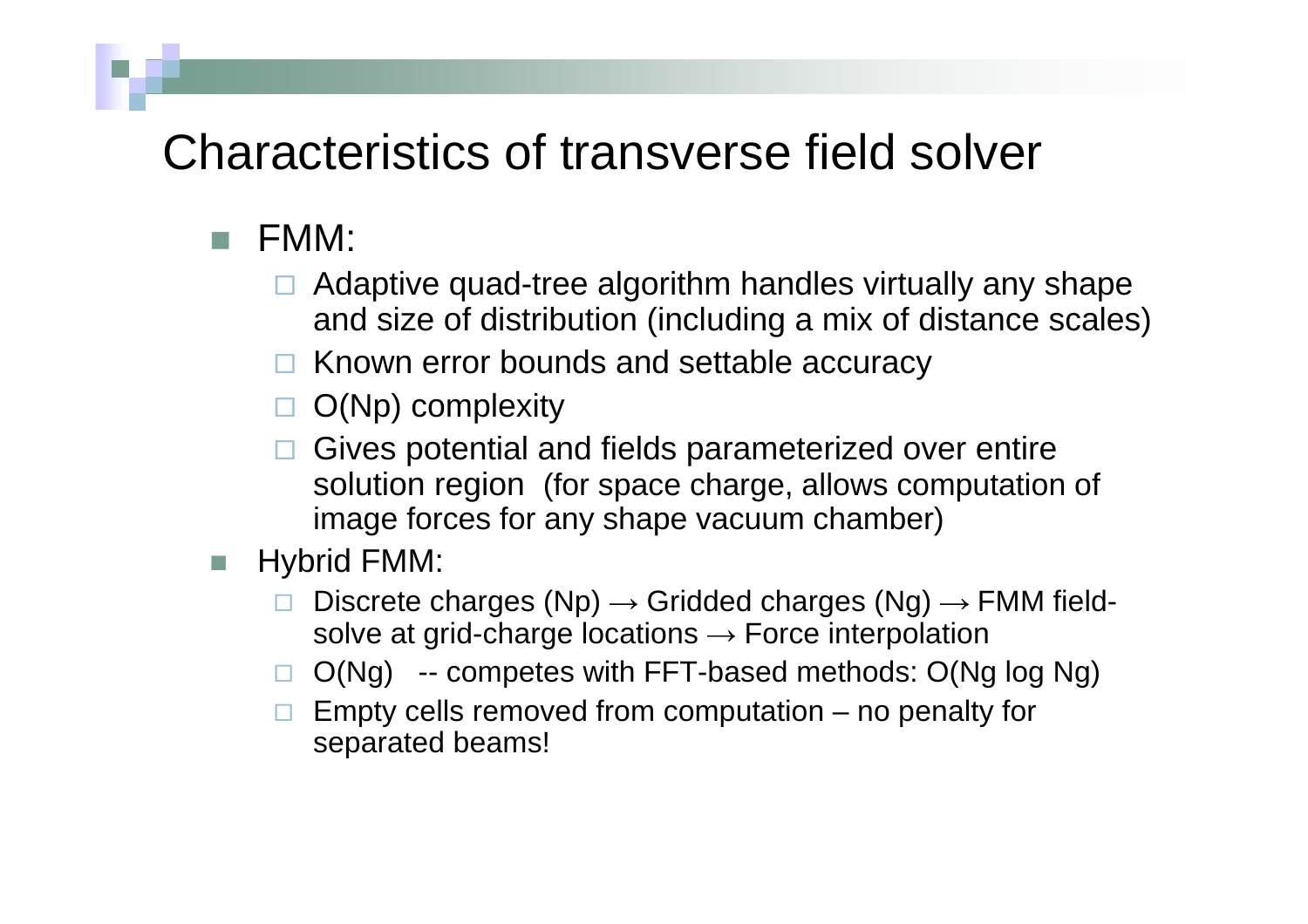# Characteristics of transverse field solver

- FMM:
  - Adaptive quad-tree algorithm handles virtually any shape and size of distribution (including a mix of distance scales)
  - Known error bounds and settable accuracy
  - $O(N_p)$ complexity
  - Gives potential and fields parameterized over entire solution region (for space charge, allows computation of image forces for any shape vacuum chamber)
- Hybrid FMM:
  - Discrete charges ($N_p$) → Gridded charges ($N_g$) → FMM field-solve at grid-charge locations → Force interpolation
  - $O(N_g)$ -- competes with FFT-based methods: $O(N_g \log N_g)$
  - Empty cells removed from computation – no penalty for separated beams!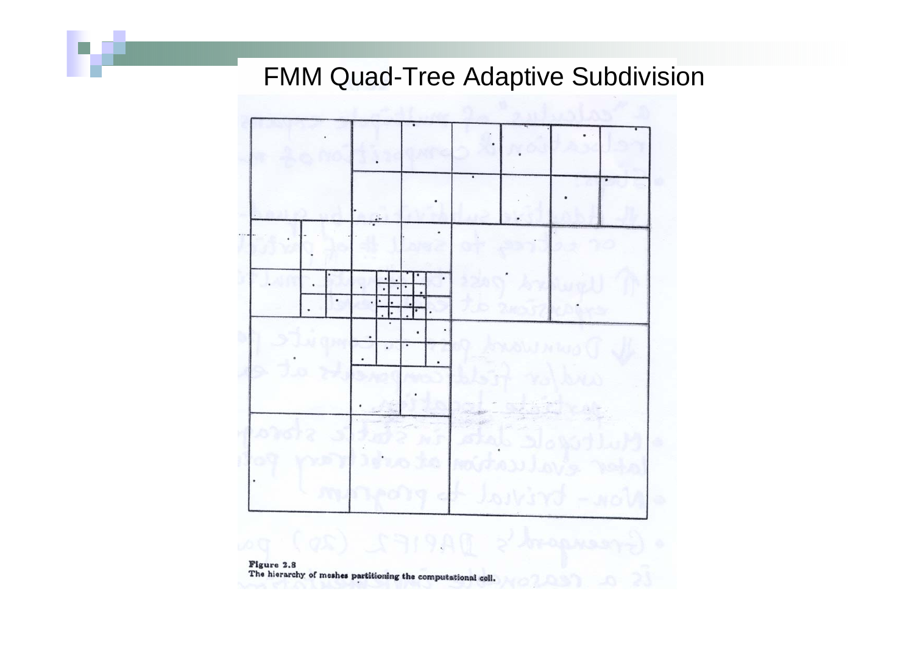# FMM Quad-Tree Adaptive Subdivision

**Figure 2.8**
The hierarchy of meshes partitioning the computational cell.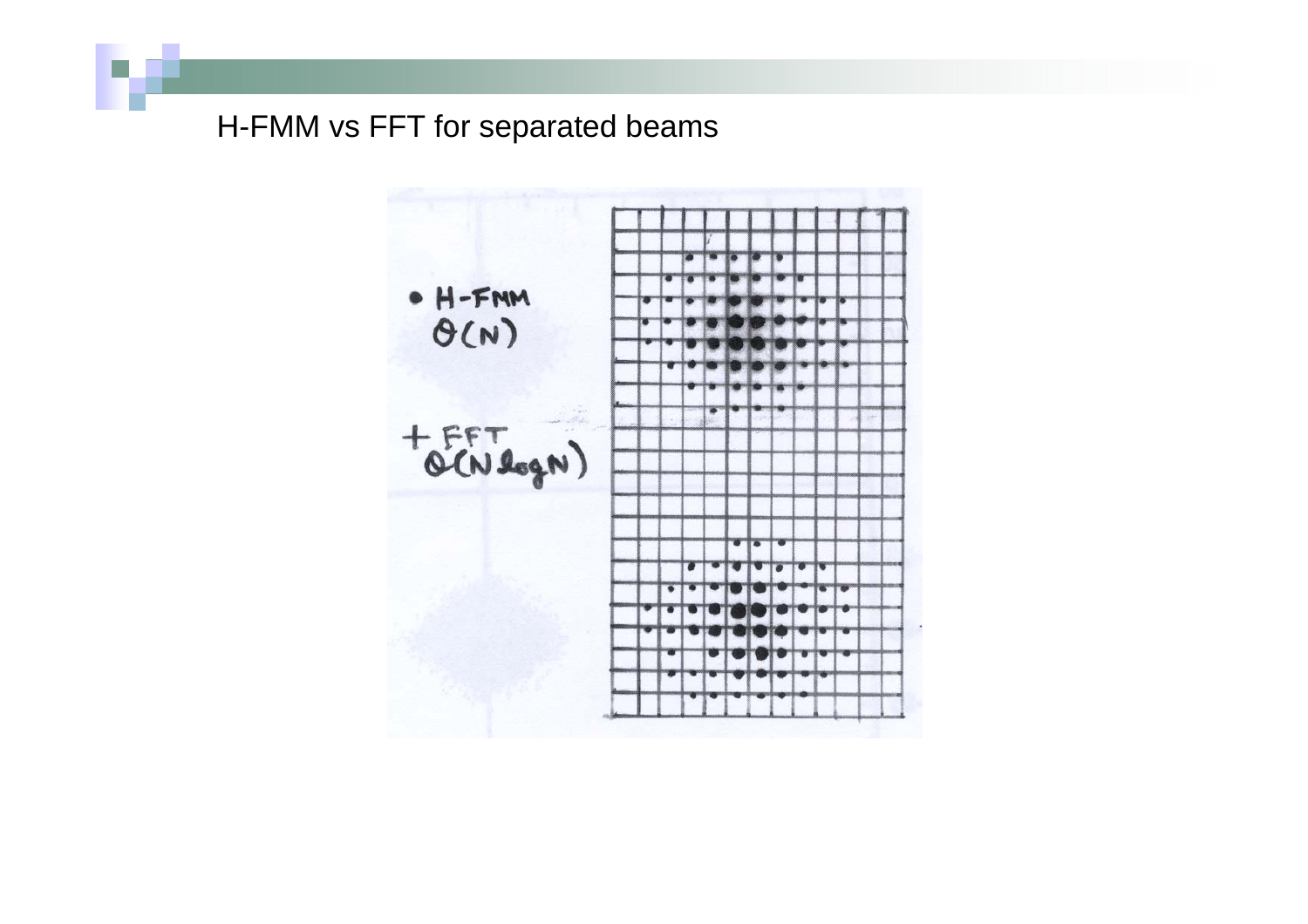## H-FMM vs FFT for separated beams

- H-FMM
  $O(N)$

+ FFT
  $O(N \log N)$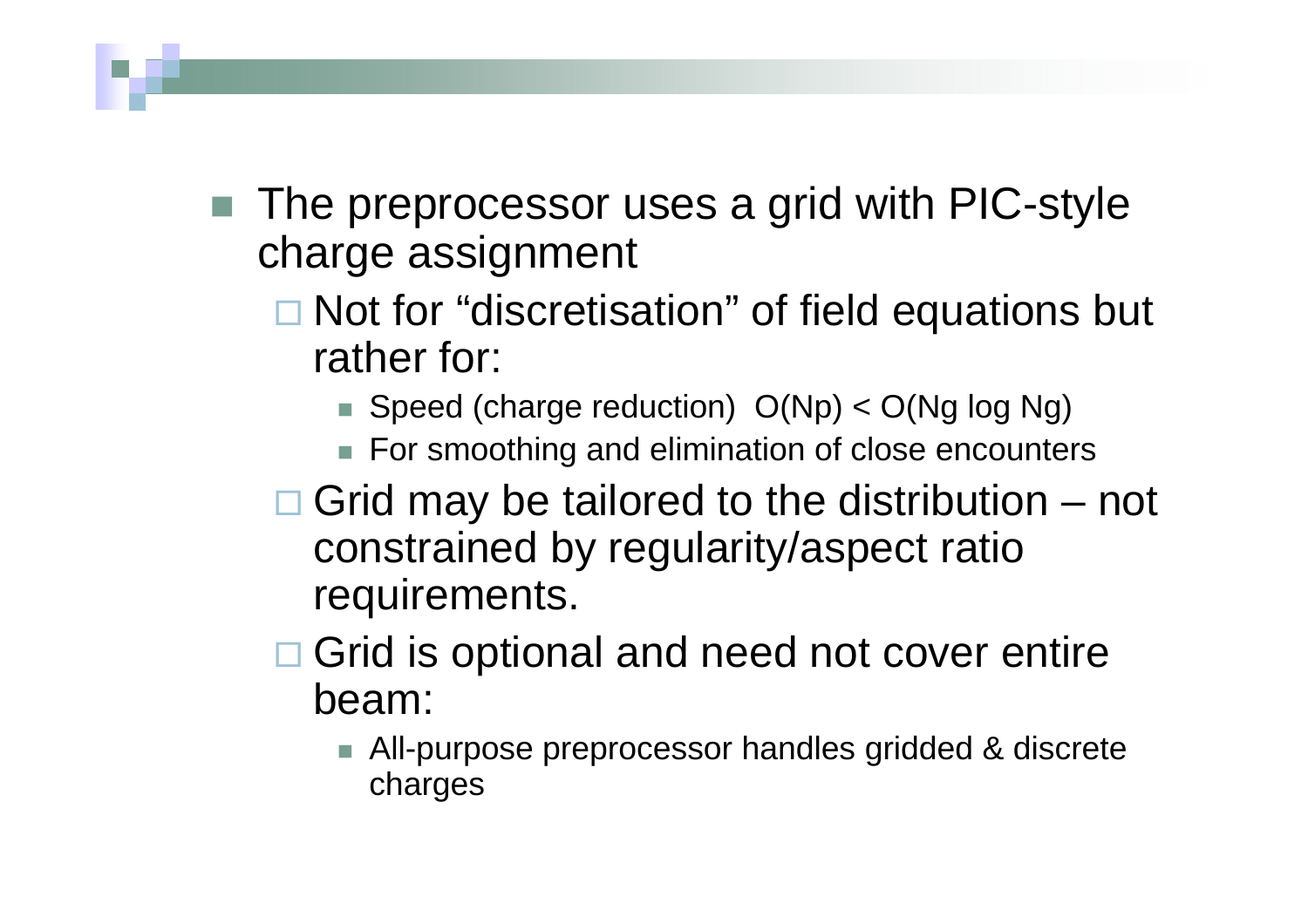- The preprocessor uses a grid with PIC-style charge assignment
  - Not for "discretisation" of field equations but rather for:
    - Speed (charge reduction) $O(N_p) < O(N_g \log N_g)$
    - For smoothing and elimination of close encounters
  - Grid may be tailored to the distribution – not constrained by regularity/aspect ratio requirements.
  - Grid is optional and need not cover entire beam:
    - All-purpose preprocessor handles gridded & discrete charges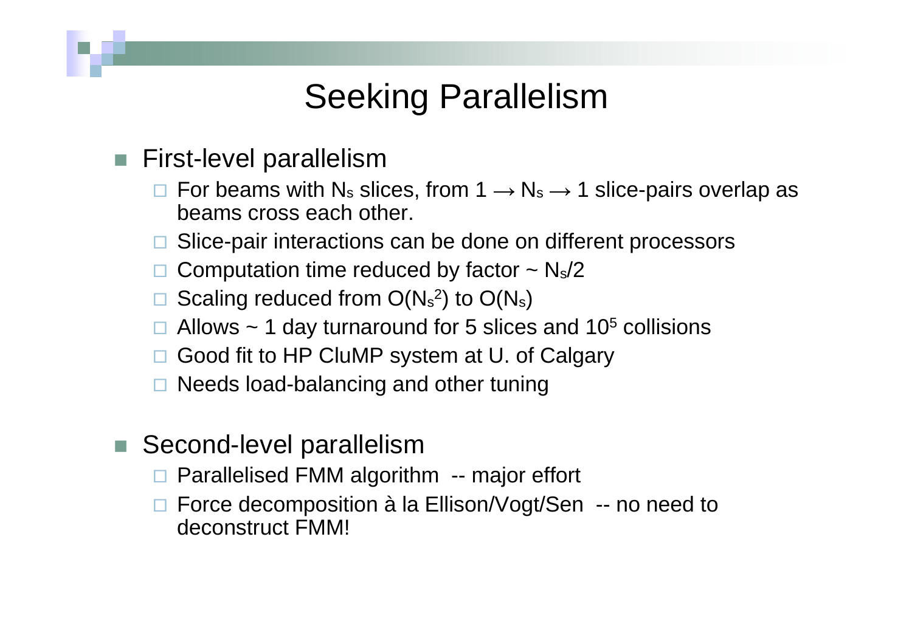# Seeking Parallelism

- First-level parallelism
  - For beams with $N_s$ slices, from $1 \rightarrow N_s \rightarrow 1$ slice-pairs overlap as beams cross each other.
  - Slice-pair interactions can be done on different processors
  - Computation time reduced by factor ~ $N_s/2$
  - Scaling reduced from $O(N_s^2)$ to $O(N_s)$
  - Allows ~ 1 day turnaround for 5 slices and $10^5$ collisions
  - Good fit to HP CluMP system at U. of Calgary
  - Needs load-balancing and other tuning

- Second-level parallelism
  - Parallelised FMM algorithm -- major effort
  - Force decomposition à la Ellison/Vogt/Sen -- no need to deconstruct FMM!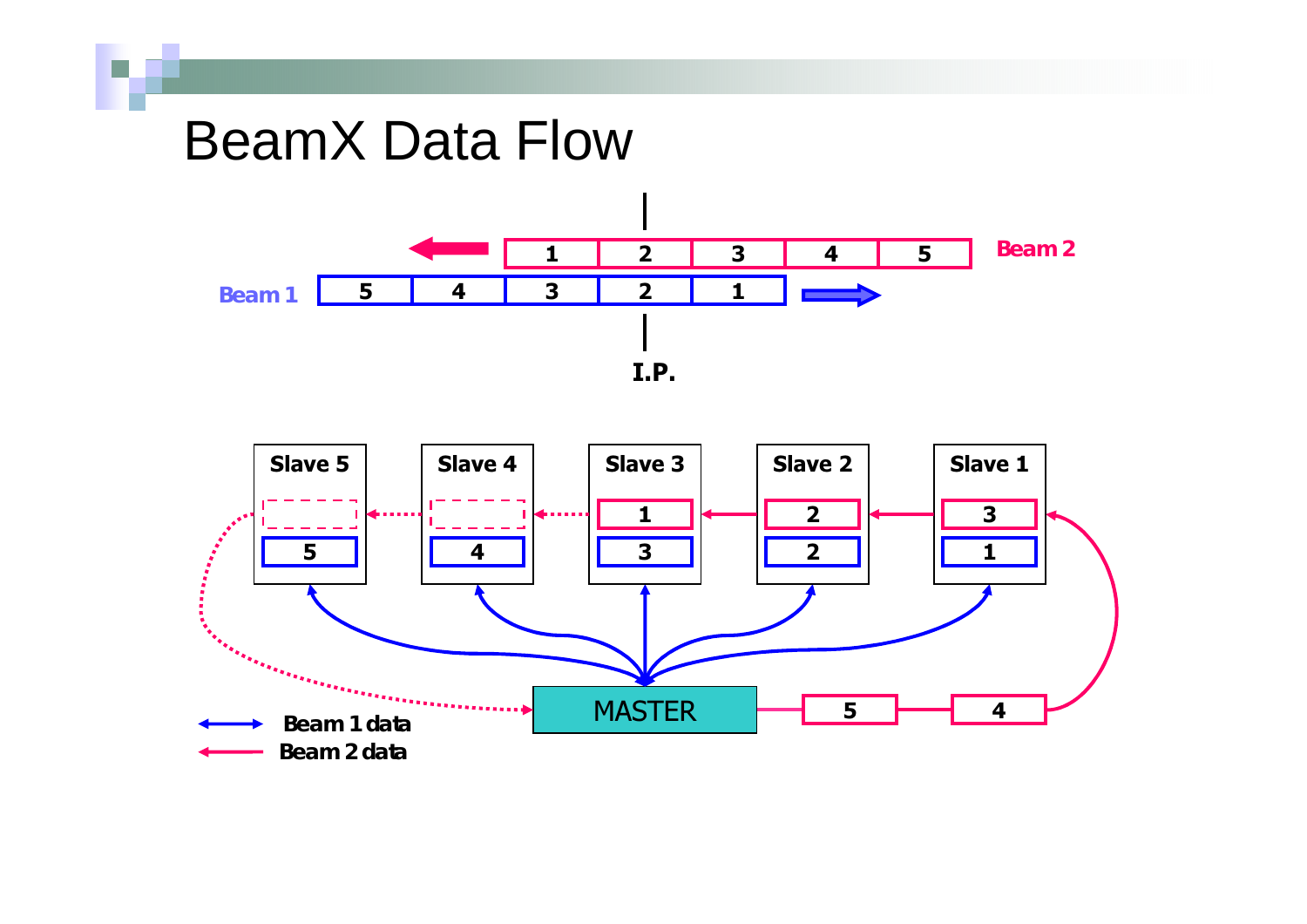# BeamX Data Flow

Beam 2: 1 | 2 | 3 | 4 | 5

Beam 1: 5 | 4 | 3 | 2 | 1

I.P.

Slave 5 | Slave 4 | Slave 3 | Slave 2 | Slave 1

MASTER

Beam 1 data

Beam 2 data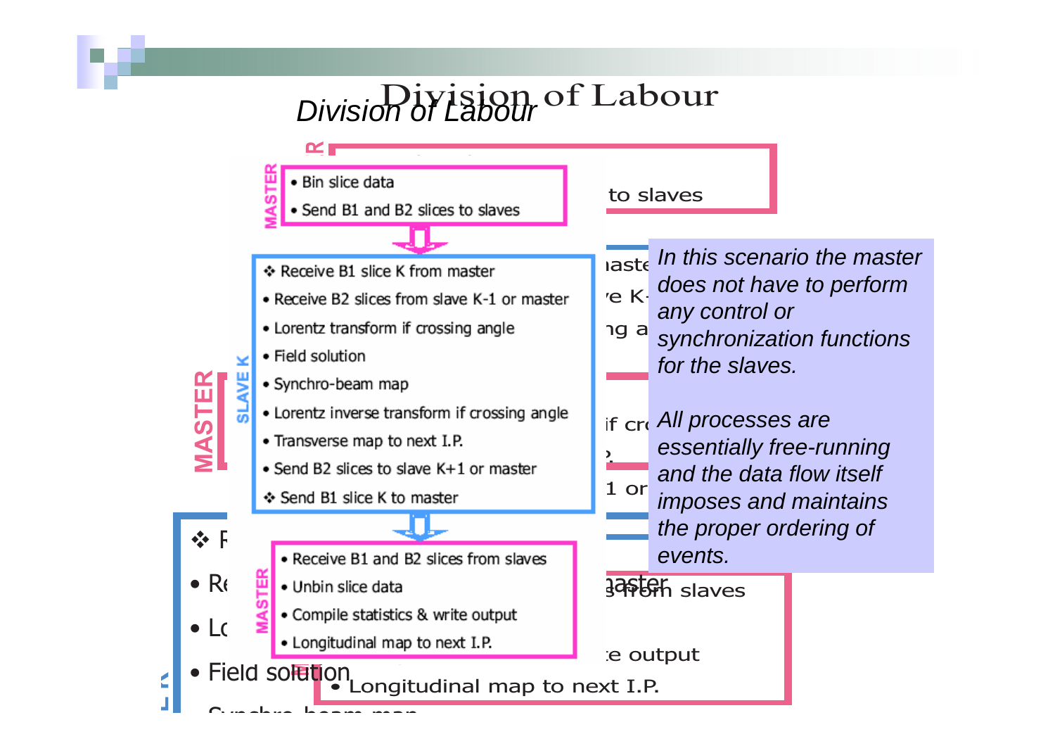# Division of Labour

**MASTER**
- Bin slice data
- Send B1 and B2 slices to slaves

**SLAVE K**
- ❖ Receive B1 slice K from master
- Receive B2 slices from slave K-1 or master
- Lorentz transform if crossing angle
- Field solution
- Synchro-beam map
- Lorentz inverse transform if crossing angle
- Transverse map to next I.P.
- Send B2 slices to slave K+1 or master
- ❖ Send B1 slice K to master

**MASTER**
- Receive B1 and B2 slices from slaves
- Unbin slice data
- Compile statistics & write output
- Longitudinal map to next I.P.

*In this scenario the master does not have to perform any control or synchronization functions for the slaves.*

*All processes are essentially free-running and the data flow itself imposes and maintains the proper ordering of events.*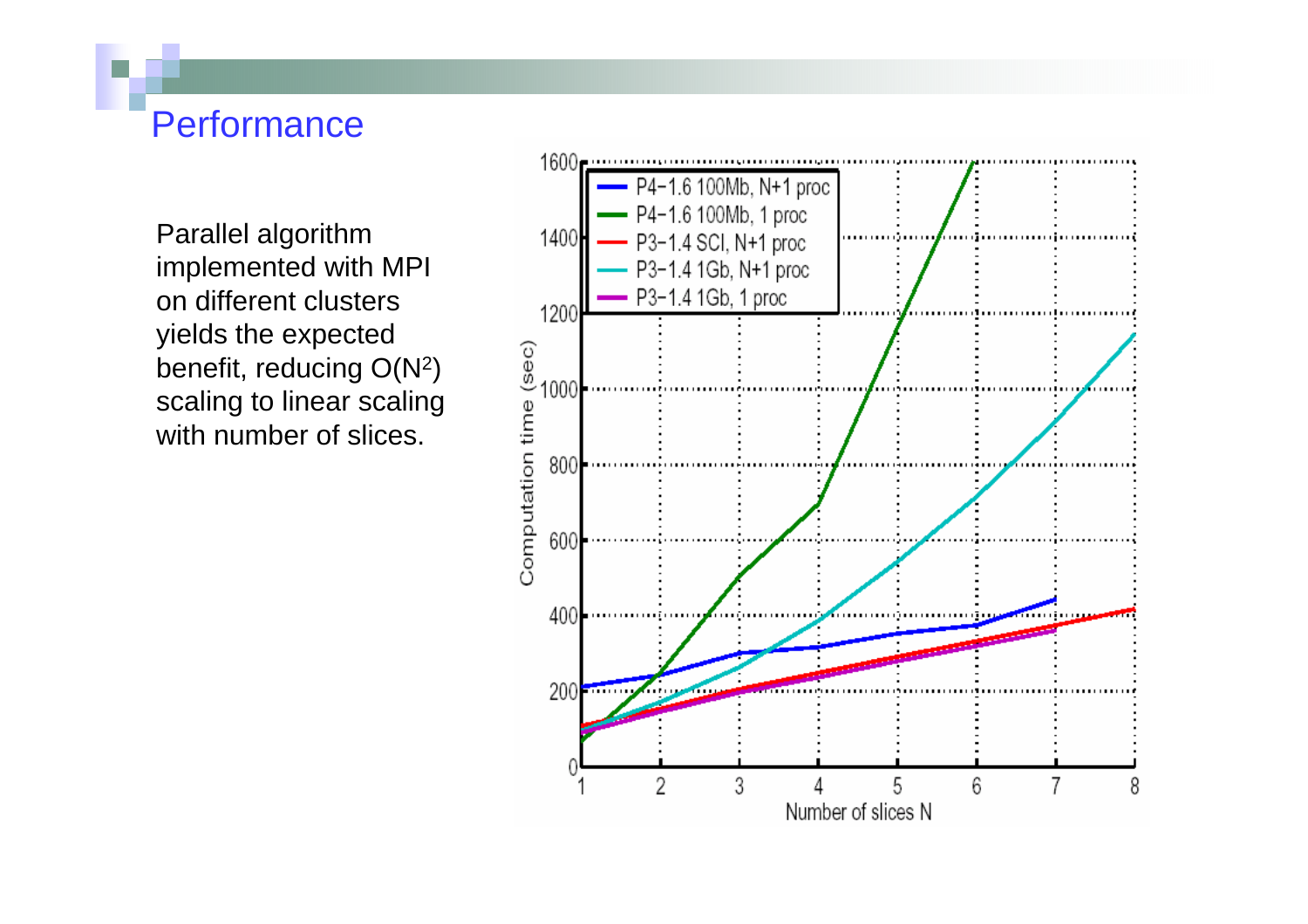# Performance

Parallel algorithm implemented with MPI on different clusters yields the expected benefit, reducing $O(N^2)$ scaling to linear scaling with number of slices.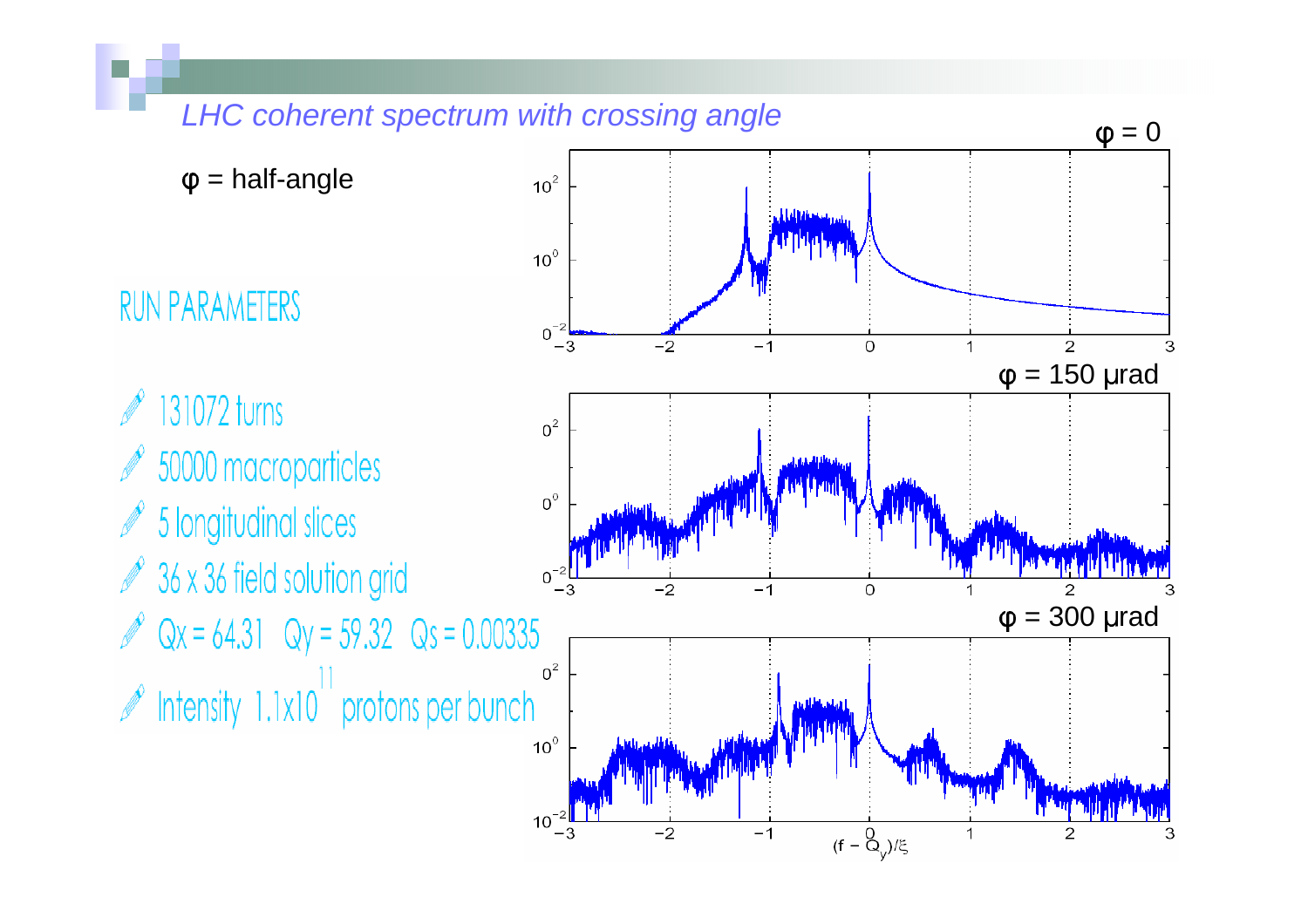## *LHC coherent spectrum with crossing angle*

$\varphi$ = half-angle

### RUN PARAMETERS

- 131072 turns
- 50000 macroparticles
- 5 longitudinal slices
- 36 x 36 field solution grid
- Qx = 64.31 Qy = 59.32 Qs = 0.00335
- Intensity $1.1 \times 10^{11}$ protons per bunch

$\varphi = 0$

$\varphi = 150\ \mu\text{rad}$

$\varphi = 300\ \mu\text{rad}$

$(f - Q_y)/\xi$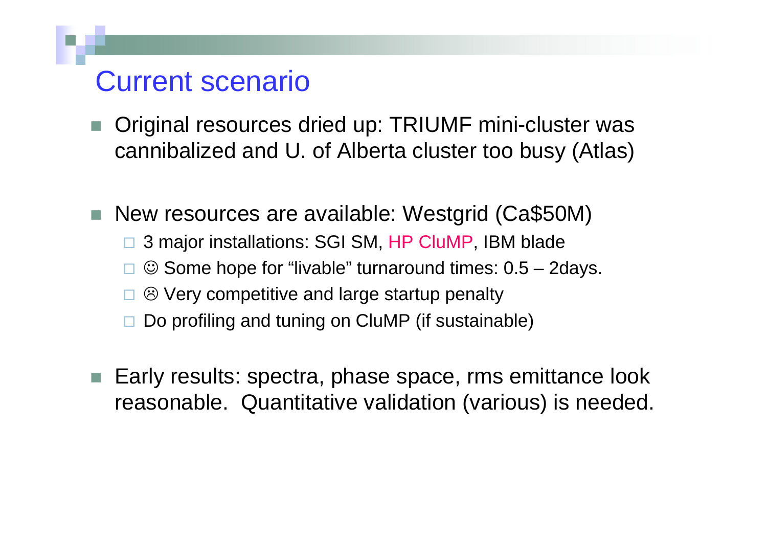# Current scenario

- Original resources dried up: TRIUMF mini-cluster was cannibalized and U. of Alberta cluster too busy (Atlas)

- New resources are available: Westgrid (Ca$50M)
  - 3 major installations: SGI SM, HP CluMP, IBM blade
  - ☺ Some hope for "livable" turnaround times: 0.5 – 2days.
  - ☹ Very competitive and large startup penalty
  - Do profiling and tuning on CluMP (if sustainable)

- Early results: spectra, phase space, rms emittance look reasonable. Quantitative validation (various) is needed.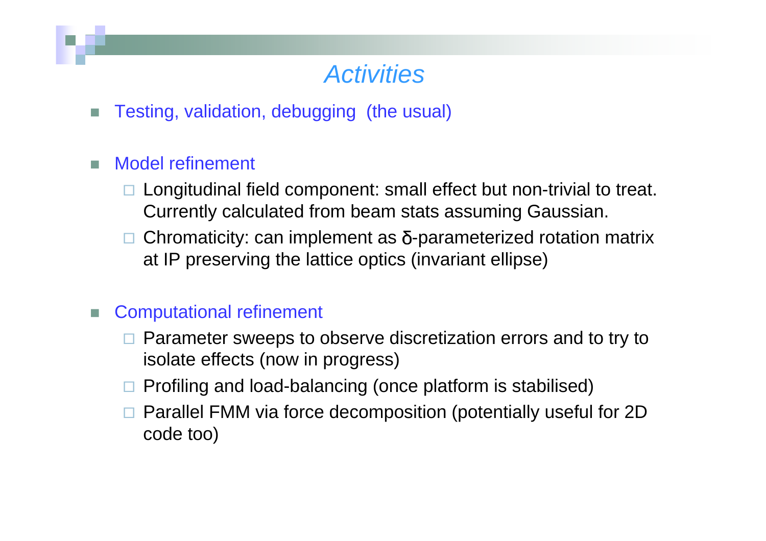# *Activities*

- Testing, validation, debugging (the usual)

- Model refinement
  - Longitudinal field component: small effect but non-trivial to treat. Currently calculated from beam stats assuming Gaussian.
  - Chromaticity: can implement as $\delta$-parameterized rotation matrix at IP preserving the lattice optics (invariant ellipse)

- Computational refinement
  - Parameter sweeps to observe discretization errors and to try to isolate effects (now in progress)
  - Profiling and load-balancing (once platform is stabilised)
  - Parallel FMM via force decomposition (potentially useful for 2D code too)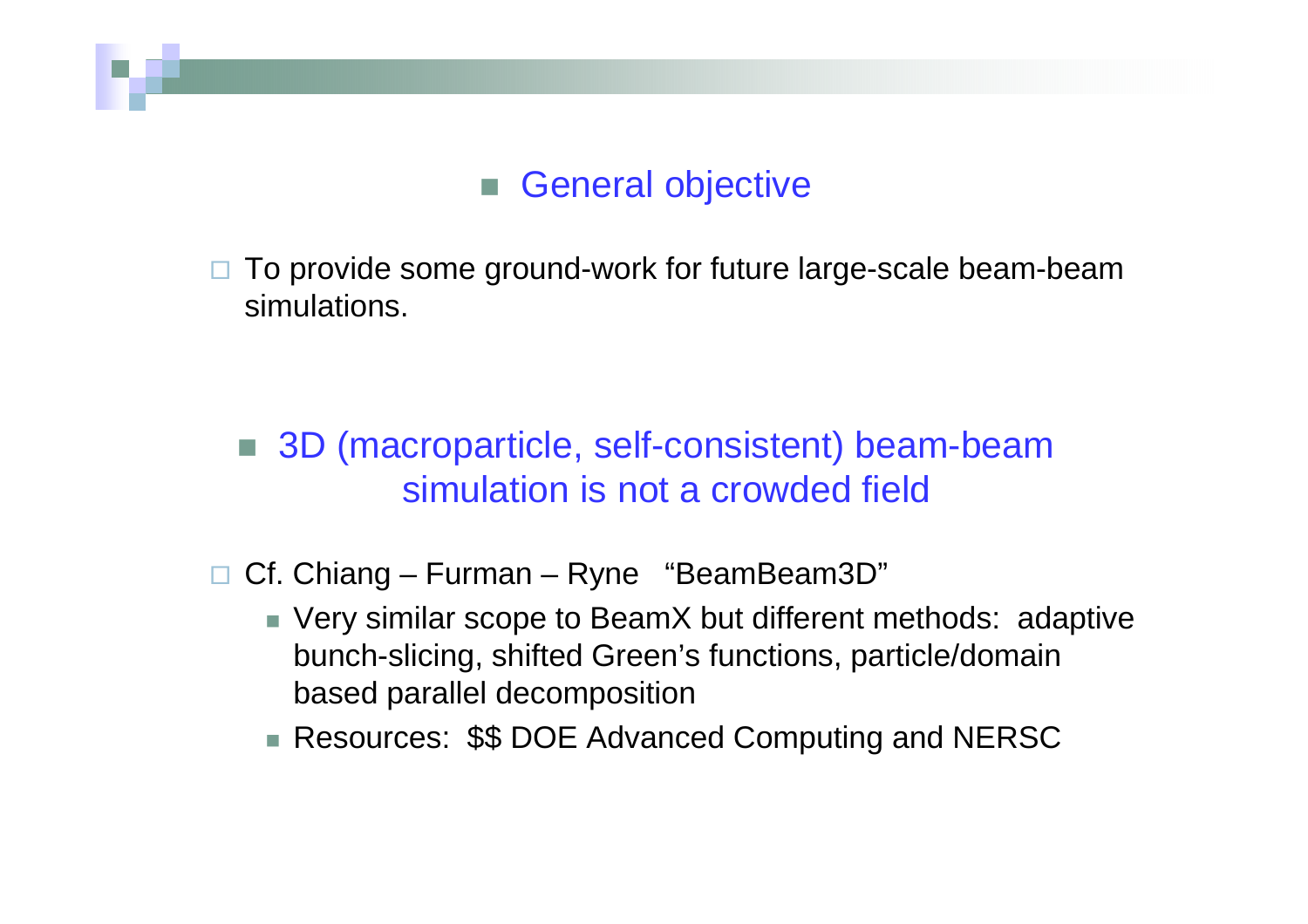## General objective

- To provide some ground-work for future large-scale beam-beam simulations.

## 3D (macroparticle, self-consistent) beam-beam simulation is not a crowded field

- Cf. Chiang – Furman – Ryne   "BeamBeam3D"
  - Very similar scope to BeamX but different methods: adaptive bunch-slicing, shifted Green's functions, particle/domain based parallel decomposition
  - Resources: $$ DOE Advanced Computing and NERSC